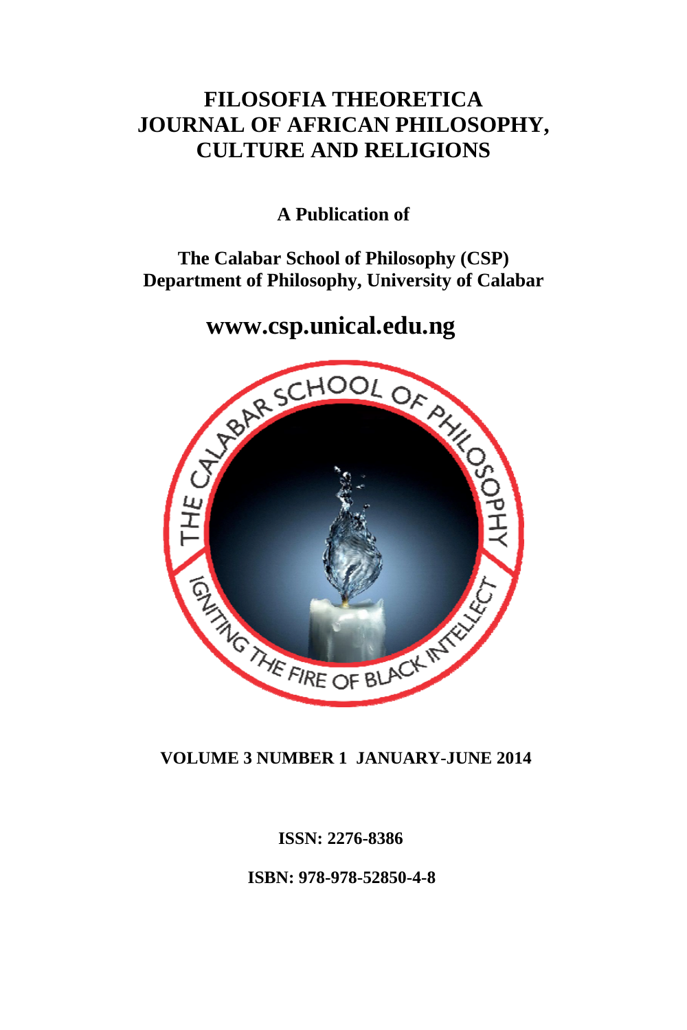# FILOSOFIA THEORETICA
# JOURNAL OF AFRICAN PHILOSOPHY, CULTURE AND RELIGIONS

**A Publication of**

**The Calabar School of Philosophy (CSP)**
**Department of Philosophy, University of Calabar**

## www.csp.unical.edu.ng

THE CALABAR SCHOOL OF PHILOSOPHY

IGNITING THE FIRE OF BLACK INTELLECT

**VOLUME 3 NUMBER 1 JANUARY-JUNE 2014**

**ISSN: 2276-8386**

**ISBN: 978-978-52850-4-8**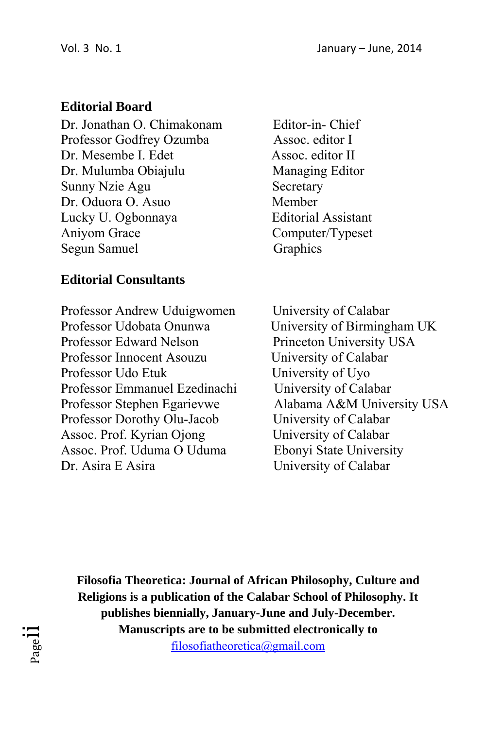## Editorial Board

| | |
|---|---|
| Dr. Jonathan O. Chimakonam | Editor-in- Chief |
| Professor Godfrey Ozumba | Assoc. editor I |
| Dr. Mesembe I. Edet | Assoc. editor II |
| Dr. Mulumba Obiajulu | Managing Editor |
| Sunny Nzie Agu | Secretary |
| Dr. Oduora O. Asuo | Member |
| Lucky U. Ogbonnaya | Editorial Assistant |
| Aniyom Grace | Computer/Typeset |
| Segun Samuel | Graphics |

## Editorial Consultants

| | |
|---|---|
| Professor Andrew Uduigwomen | University of Calabar |
| Professor Udobata Onunwa | University of Birmingham UK |
| Professor Edward Nelson | Princeton University USA |
| Professor Innocent Asouzu | University of Calabar |
| Professor Udo Etuk | University of Uyo |
| Professor Emmanuel Ezedinachi | University of Calabar |
| Professor Stephen Egarievwe | Alabama A&M University USA |
| Professor Dorothy Olu-Jacob | University of Calabar |
| Assoc. Prof. Kyrian Ojong | University of Calabar |
| Assoc. Prof. Uduma O Uduma | Ebonyi State University |
| Dr. Asira E Asira | University of Calabar |

**Filosofia Theoretica: Journal of African Philosophy, Culture and Religions is a publication of the Calabar School of Philosophy. It publishes biennially, January-June and July-December. Manuscripts are to be submitted electronically to**

filosofiatheoretica@gmail.com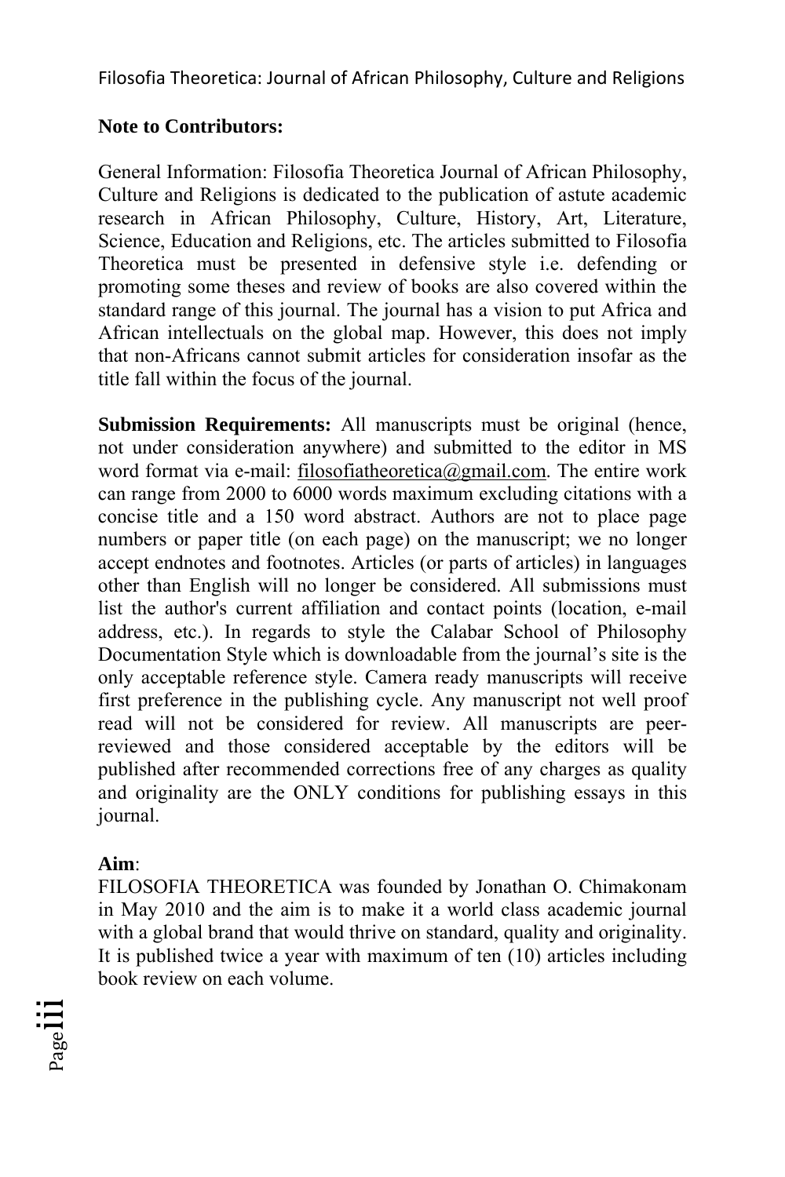**Note to Contributors:**

General Information: Filosofia Theoretica Journal of African Philosophy, Culture and Religions is dedicated to the publication of astute academic research in African Philosophy, Culture, History, Art, Literature, Science, Education and Religions, etc. The articles submitted to Filosofia Theoretica must be presented in defensive style i.e. defending or promoting some theses and review of books are also covered within the standard range of this journal. The journal has a vision to put Africa and African intellectuals on the global map. However, this does not imply that non-Africans cannot submit articles for consideration insofar as the title fall within the focus of the journal.

**Submission Requirements:** All manuscripts must be original (hence, not under consideration anywhere) and submitted to the editor in MS word format via e-mail: filosofiatheoretica@gmail.com. The entire work can range from 2000 to 6000 words maximum excluding citations with a concise title and a 150 word abstract. Authors are not to place page numbers or paper title (on each page) on the manuscript; we no longer accept endnotes and footnotes. Articles (or parts of articles) in languages other than English will no longer be considered. All submissions must list the author's current affiliation and contact points (location, e-mail address, etc.). In regards to style the Calabar School of Philosophy Documentation Style which is downloadable from the journal's site is the only acceptable reference style. Camera ready manuscripts will receive first preference in the publishing cycle. Any manuscript not well proof read will not be considered for review. All manuscripts are peer-reviewed and those considered acceptable by the editors will be published after recommended corrections free of any charges as quality and originality are the ONLY conditions for publishing essays in this journal.

**Aim**:

FILOSOFIA THEORETICA was founded by Jonathan O. Chimakonam in May 2010 and the aim is to make it a world class academic journal with a global brand that would thrive on standard, quality and originality. It is published twice a year with maximum of ten (10) articles including book review on each volume.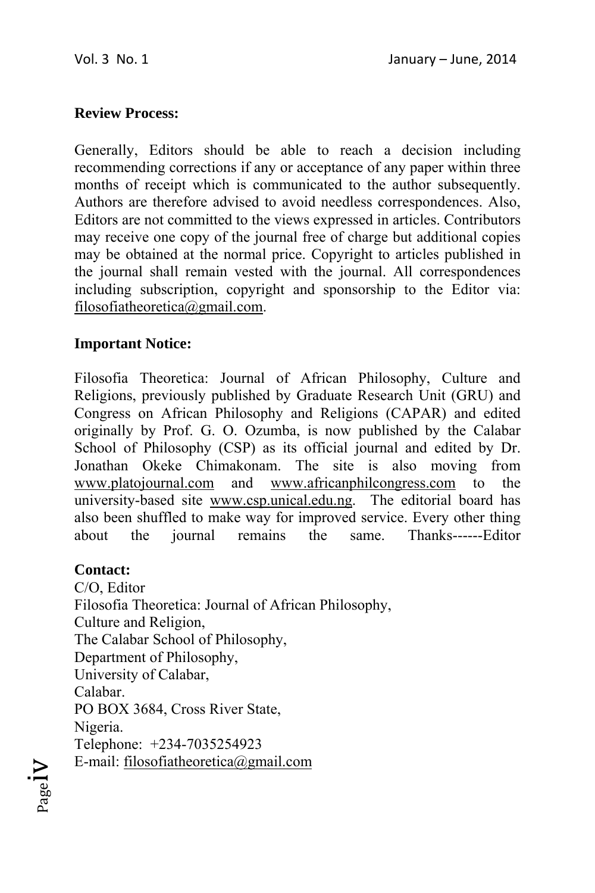**Review Process:**

Generally, Editors should be able to reach a decision including recommending corrections if any or acceptance of any paper within three months of receipt which is communicated to the author subsequently. Authors are therefore advised to avoid needless correspondences. Also, Editors are not committed to the views expressed in articles. Contributors may receive one copy of the journal free of charge but additional copies may be obtained at the normal price. Copyright to articles published in the journal shall remain vested with the journal. All correspondences including subscription, copyright and sponsorship to the Editor via: filosofiatheoretica@gmail.com.

**Important Notice:**

Filosofia Theoretica: Journal of African Philosophy, Culture and Religions, previously published by Graduate Research Unit (GRU) and Congress on African Philosophy and Religions (CAPAR) and edited originally by Prof. G. O. Ozumba, is now published by the Calabar School of Philosophy (CSP) as its official journal and edited by Dr. Jonathan Okeke Chimakonam. The site is also moving from www.platojournal.com and www.africanphilcongress.com to the university-based site www.csp.unical.edu.ng. The editorial board has also been shuffled to make way for improved service. Every other thing about the journal remains the same. Thanks------Editor

**Contact:**

C/O, Editor
Filosofia Theoretica: Journal of African Philosophy,
Culture and Religion,
The Calabar School of Philosophy,
Department of Philosophy,
University of Calabar,
Calabar.
PO BOX 3684, Cross River State,
Nigeria.
Telephone: +234-7035254923
E-mail: filosofiatheoretica@gmail.com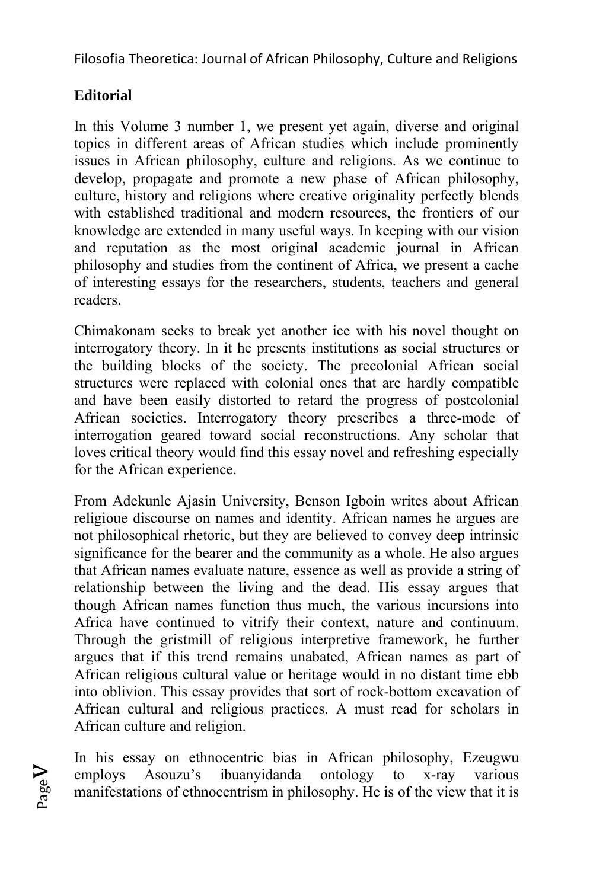## Editorial

In this Volume 3 number 1, we present yet again, diverse and original topics in different areas of African studies which include prominently issues in African philosophy, culture and religions. As we continue to develop, propagate and promote a new phase of African philosophy, culture, history and religions where creative originality perfectly blends with established traditional and modern resources, the frontiers of our knowledge are extended in many useful ways. In keeping with our vision and reputation as the most original academic journal in African philosophy and studies from the continent of Africa, we present a cache of interesting essays for the researchers, students, teachers and general readers.

Chimakonam seeks to break yet another ice with his novel thought on interrogatory theory. In it he presents institutions as social structures or the building blocks of the society. The precolonial African social structures were replaced with colonial ones that are hardly compatible and have been easily distorted to retard the progress of postcolonial African societies. Interrogatory theory prescribes a three-mode of interrogation geared toward social reconstructions. Any scholar that loves critical theory would find this essay novel and refreshing especially for the African experience.

From Adekunle Ajasin University, Benson Igboin writes about African religioue discourse on names and identity. African names he argues are not philosophical rhetoric, but they are believed to convey deep intrinsic significance for the bearer and the community as a whole. He also argues that African names evaluate nature, essence as well as provide a string of relationship between the living and the dead. His essay argues that though African names function thus much, the various incursions into Africa have continued to vitrify their context, nature and continuum. Through the gristmill of religious interpretive framework, he further argues that if this trend remains unabated, African names as part of African religious cultural value or heritage would in no distant time ebb into oblivion. This essay provides that sort of rock-bottom excavation of African cultural and religious practices. A must read for scholars in African culture and religion.

In his essay on ethnocentric bias in African philosophy, Ezeugwu employs Asouzu's ibuanyidanda ontology to x-ray various manifestations of ethnocentrism in philosophy. He is of the view that it is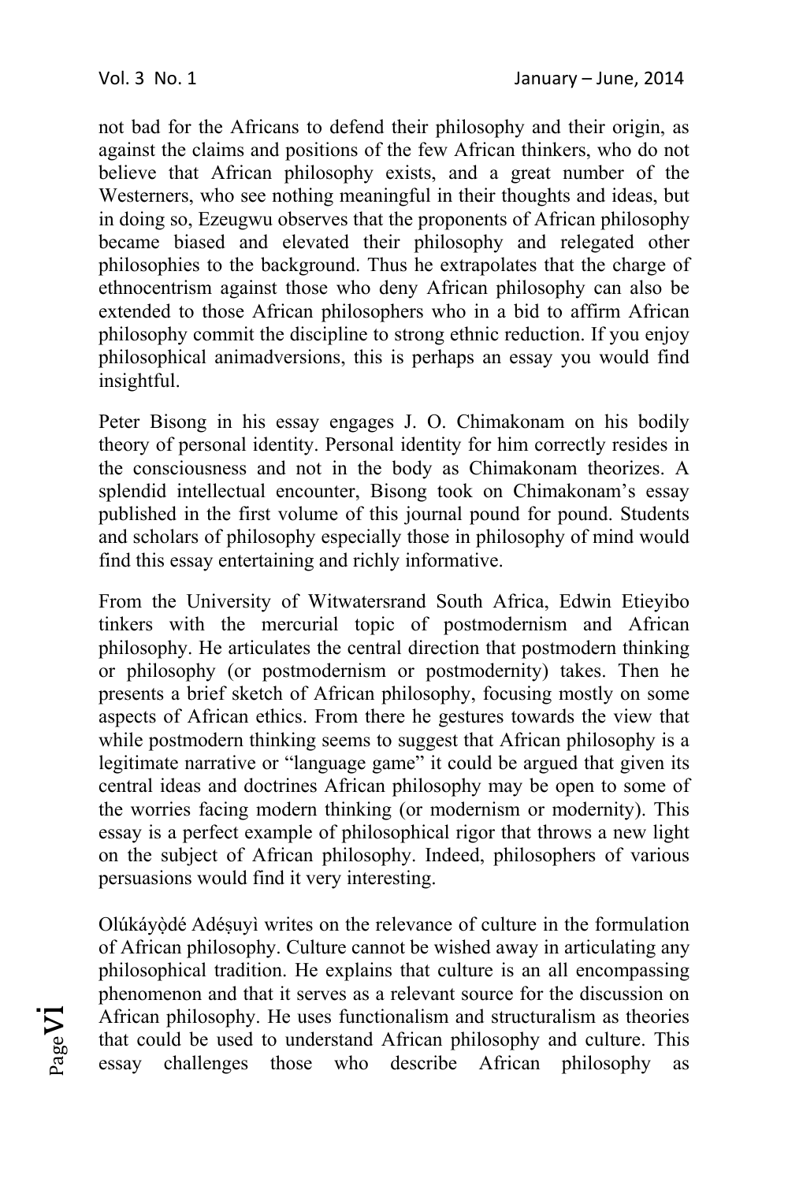not bad for the Africans to defend their philosophy and their origin, as against the claims and positions of the few African thinkers, who do not believe that African philosophy exists, and a great number of the Westerners, who see nothing meaningful in their thoughts and ideas, but in doing so, Ezeugwu observes that the proponents of African philosophy became biased and elevated their philosophy and relegated other philosophies to the background. Thus he extrapolates that the charge of ethnocentrism against those who deny African philosophy can also be extended to those African philosophers who in a bid to affirm African philosophy commit the discipline to strong ethnic reduction. If you enjoy philosophical animadversions, this is perhaps an essay you would find insightful.

Peter Bisong in his essay engages J. O. Chimakonam on his bodily theory of personal identity. Personal identity for him correctly resides in the consciousness and not in the body as Chimakonam theorizes. A splendid intellectual encounter, Bisong took on Chimakonam's essay published in the first volume of this journal pound for pound. Students and scholars of philosophy especially those in philosophy of mind would find this essay entertaining and richly informative.

From the University of Witwatersrand South Africa, Edwin Etieyibo tinkers with the mercurial topic of postmodernism and African philosophy. He articulates the central direction that postmodern thinking or philosophy (or postmodernism or postmodernity) takes. Then he presents a brief sketch of African philosophy, focusing mostly on some aspects of African ethics. From there he gestures towards the view that while postmodern thinking seems to suggest that African philosophy is a legitimate narrative or "language game" it could be argued that given its central ideas and doctrines African philosophy may be open to some of the worries facing modern thinking (or modernism or modernity). This essay is a perfect example of philosophical rigor that throws a new light on the subject of African philosophy. Indeed, philosophers of various persuasions would find it very interesting.

Olúkáyọ̀dé Adéṣuyì writes on the relevance of culture in the formulation of African philosophy. Culture cannot be wished away in articulating any philosophical tradition. He explains that culture is an all encompassing phenomenon and that it serves as a relevant source for the discussion on African philosophy. He uses functionalism and structuralism as theories that could be used to understand African philosophy and culture. This essay challenges those who describe African philosophy as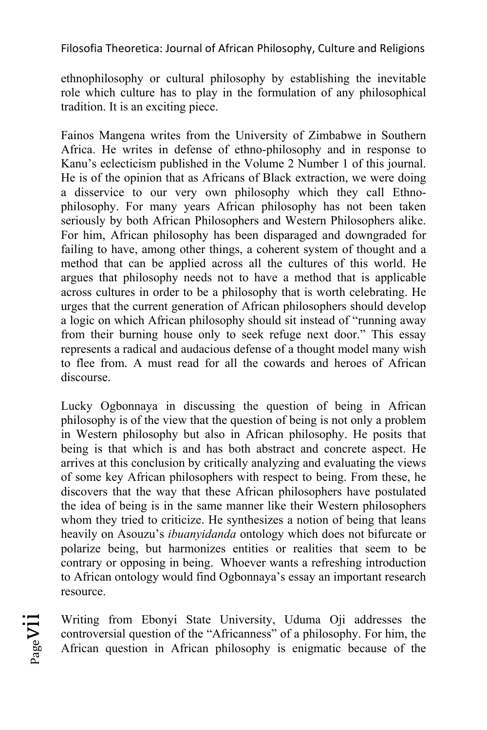ethnophilosophy or cultural philosophy by establishing the inevitable role which culture has to play in the formulation of any philosophical tradition. It is an exciting piece.

Fainos Mangena writes from the University of Zimbabwe in Southern Africa. He writes in defense of ethno-philosophy and in response to Kanu's eclecticism published in the Volume 2 Number 1 of this journal. He is of the opinion that as Africans of Black extraction, we were doing a disservice to our very own philosophy which they call Ethno-philosophy. For many years African philosophy has not been taken seriously by both African Philosophers and Western Philosophers alike. For him, African philosophy has been disparaged and downgraded for failing to have, among other things, a coherent system of thought and a method that can be applied across all the cultures of this world. He argues that philosophy needs not to have a method that is applicable across cultures in order to be a philosophy that is worth celebrating. He urges that the current generation of African philosophers should develop a logic on which African philosophy should sit instead of "running away from their burning house only to seek refuge next door." This essay represents a radical and audacious defense of a thought model many wish to flee from. A must read for all the cowards and heroes of African discourse.

Lucky Ogbonnaya in discussing the question of being in African philosophy is of the view that the question of being is not only a problem in Western philosophy but also in African philosophy. He posits that being is that which is and has both abstract and concrete aspect. He arrives at this conclusion by critically analyzing and evaluating the views of some key African philosophers with respect to being. From these, he discovers that the way that these African philosophers have postulated the idea of being is in the same manner like their Western philosophers whom they tried to criticize. He synthesizes a notion of being that leans heavily on Asouzu's *ibuanyidanda* ontology which does not bifurcate or polarize being, but harmonizes entities or realities that seem to be contrary or opposing in being. Whoever wants a refreshing introduction to African ontology would find Ogbonnaya's essay an important research resource.

Writing from Ebonyi State University, Uduma Oji addresses the controversial question of the "Africanness" of a philosophy. For him, the African question in African philosophy is enigmatic because of the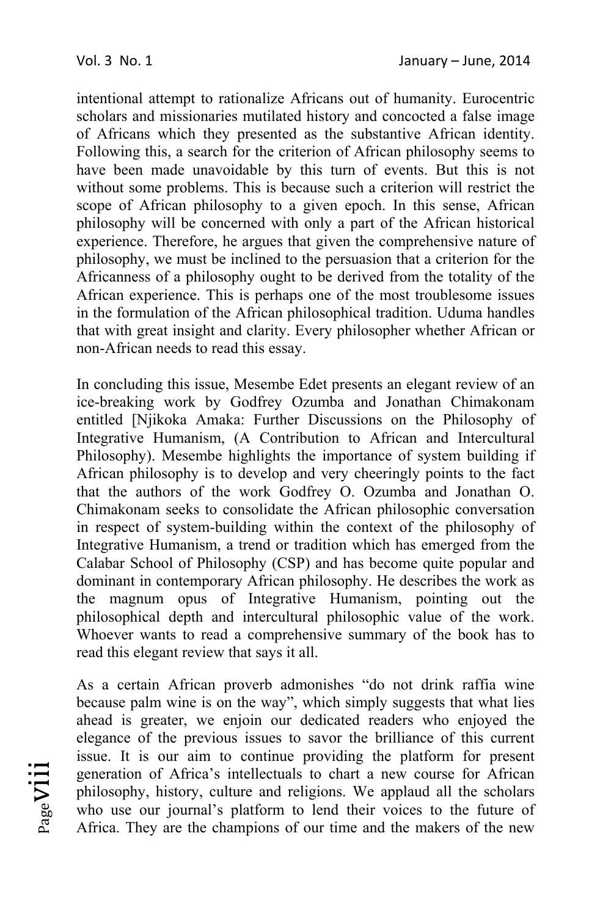intentional attempt to rationalize Africans out of humanity. Eurocentric scholars and missionaries mutilated history and concocted a false image of Africans which they presented as the substantive African identity. Following this, a search for the criterion of African philosophy seems to have been made unavoidable by this turn of events. But this is not without some problems. This is because such a criterion will restrict the scope of African philosophy to a given epoch. In this sense, African philosophy will be concerned with only a part of the African historical experience. Therefore, he argues that given the comprehensive nature of philosophy, we must be inclined to the persuasion that a criterion for the Africanness of a philosophy ought to be derived from the totality of the African experience. This is perhaps one of the most troublesome issues in the formulation of the African philosophical tradition. Uduma handles that with great insight and clarity. Every philosopher whether African or non-African needs to read this essay.

In concluding this issue, Mesembe Edet presents an elegant review of an ice-breaking work by Godfrey Ozumba and Jonathan Chimakonam entitled [Njikoka Amaka: Further Discussions on the Philosophy of Integrative Humanism, (A Contribution to African and Intercultural Philosophy). Mesembe highlights the importance of system building if African philosophy is to develop and very cheeringly points to the fact that the authors of the work Godfrey O. Ozumba and Jonathan O. Chimakonam seeks to consolidate the African philosophic conversation in respect of system-building within the context of the philosophy of Integrative Humanism, a trend or tradition which has emerged from the Calabar School of Philosophy (CSP) and has become quite popular and dominant in contemporary African philosophy. He describes the work as the magnum opus of Integrative Humanism, pointing out the philosophical depth and intercultural philosophic value of the work. Whoever wants to read a comprehensive summary of the book has to read this elegant review that says it all.

As a certain African proverb admonishes "do not drink raffia wine because palm wine is on the way", which simply suggests that what lies ahead is greater, we enjoin our dedicated readers who enjoyed the elegance of the previous issues to savor the brilliance of this current issue. It is our aim to continue providing the platform for present generation of Africa's intellectuals to chart a new course for African philosophy, history, culture and religions. We applaud all the scholars who use our journal's platform to lend their voices to the future of Africa. They are the champions of our time and the makers of the new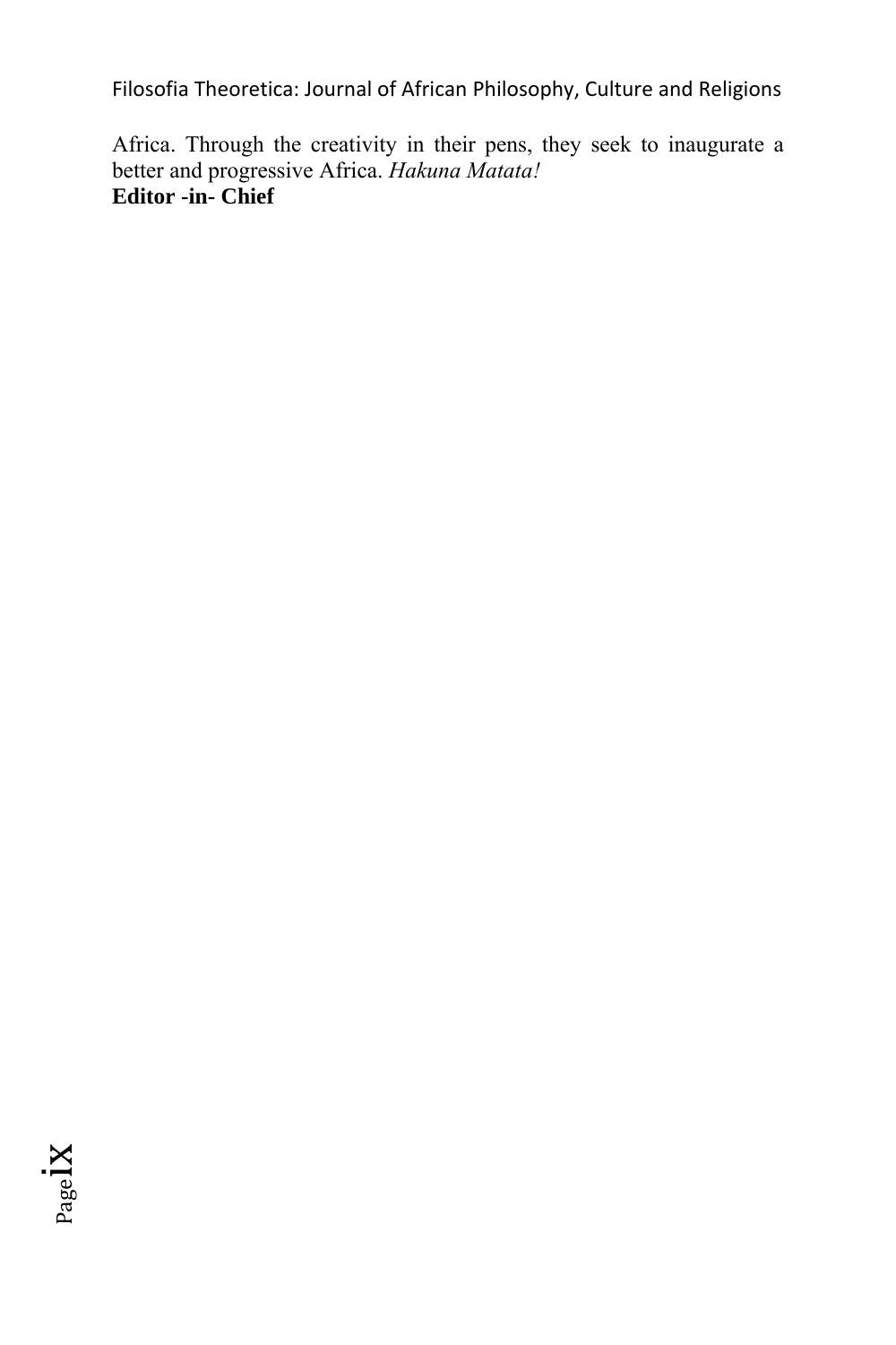Africa. Through the creativity in their pens, they seek to inaugurate a better and progressive Africa. *Hakuna Matata!*

**Editor -in- Chief**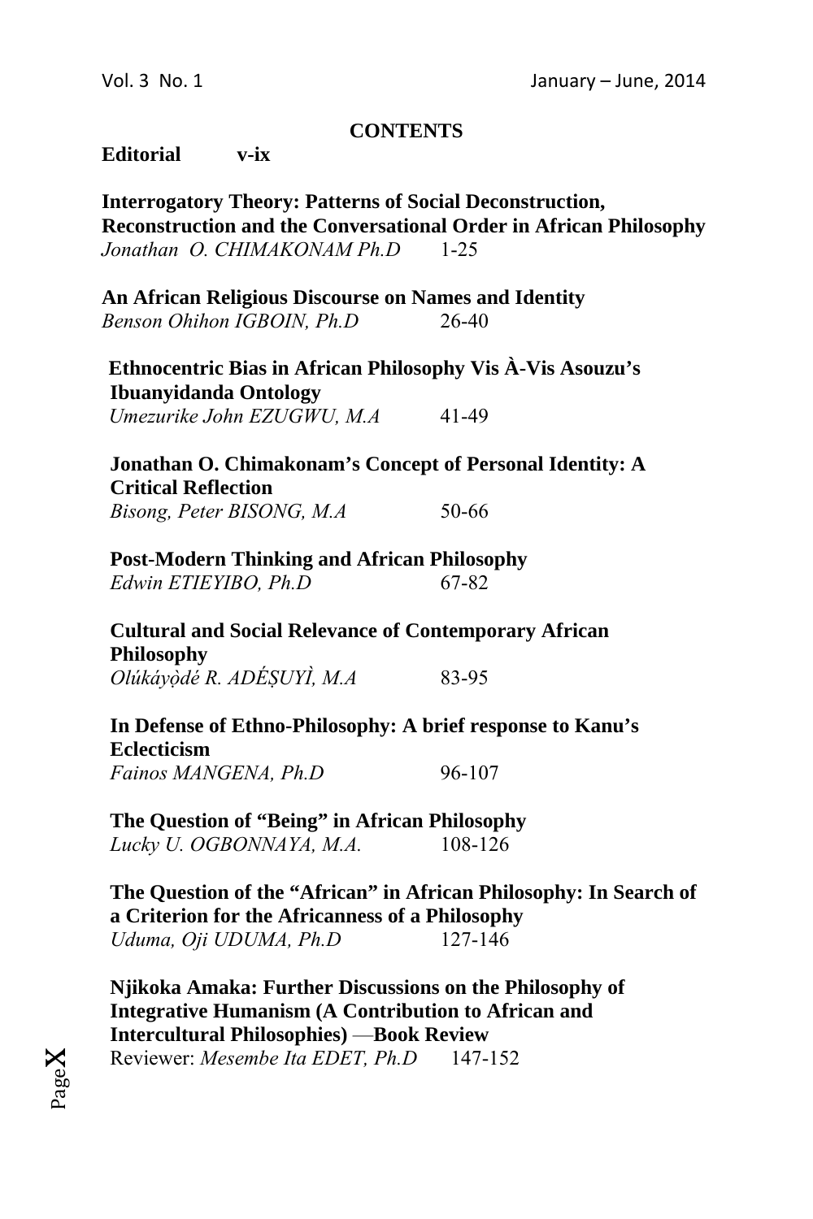## CONTENTS

**Editorial** v-ix

**Interrogatory Theory: Patterns of Social Deconstruction, Reconstruction and the Conversational Order in African Philosophy**
*Jonathan O. CHIMAKONAM Ph.D* 1-25

**An African Religious Discourse on Names and Identity**
*Benson Ohihon IGBOIN, Ph.D* 26-40

**Ethnocentric Bias in African Philosophy Vis À-Vis Asouzu's Ibuanyidanda Ontology**
*Umezurike John EZUGWU, M.A* 41-49

**Jonathan O. Chimakonam's Concept of Personal Identity: A Critical Reflection**
*Bisong, Peter BISONG, M.A* 50-66

**Post-Modern Thinking and African Philosophy**
*Edwin ETIEYIBO, Ph.D* 67-82

**Cultural and Social Relevance of Contemporary African Philosophy**
*Olúkáyọ̀dé R. ADẸ́ṢUYÌ, M.A* 83-95

**In Defense of Ethno-Philosophy: A brief response to Kanu's Eclecticism**
*Fainos MANGENA, Ph.D* 96-107

**The Question of "Being" in African Philosophy**
*Lucky U. OGBONNAYA, M.A.* 108-126

**The Question of the "African" in African Philosophy: In Search of a Criterion for the Africanness of a Philosophy**
*Uduma, Oji UDUMA, Ph.D* 127-146

**Njikoka Amaka: Further Discussions on the Philosophy of Integrative Humanism (A Contribution to African and Intercultural Philosophies)** —**Book Review**
Reviewer: *Mesembe Ita EDET, Ph.D* 147-152